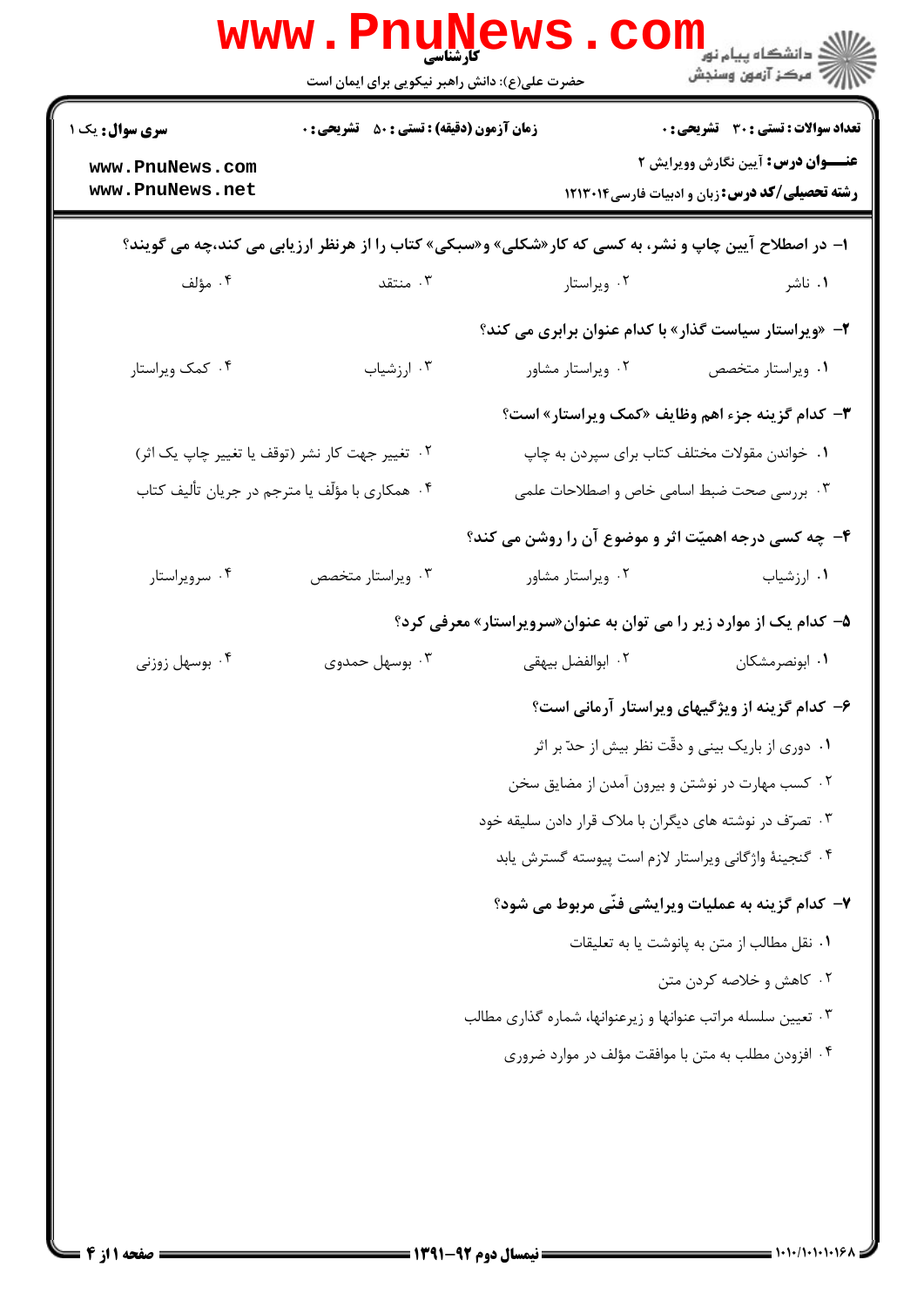**سری سوال:** یک ۱

**زمان آزمون (دقیقه) : تستی : ۵۰ تشریحی : ۰**

**تعداد سوالات : تستی : ۳۰ تشریحی : ۰**

**عنـــوان درس:** آیین نگارش وویرایش ۲

**رشته تحصیلی/کد درس:** زبان و ادبیات فارسی۱۲۱۳۰۱۴

۱- در اصطلاح آیین چاپ و نشر، به کسی که کار«شکلی» و«سبکی» کتاب را از هرنظر ارزیابی می کند،چه می گویند؟

۱. ناشر
۲. ویراستار
۳. منتقد
۴. مؤلف

۲- «ویراستار سیاست گذار» با کدام عنوان برابری می کند؟

۱. ویراستار متخصص
۲. ویراستار مشاور
۳. ارزشیاب
۴. کمک ویراستار

۳- کدام گزینه جزء اهم وظایف «کمک ویراستار» است؟

۱. خواندن مقولات مختلف کتاب برای سپردن به چاپ
۲. تغییر جهت کار نشر (توقف یا تغییر چاپ یک اثر)
۳. بررسی صحت ضبط اسامی خاص و اصطلاحات علمی
۴. همکاری با مؤلّف یا مترجم در جریان تألیف کتاب

۴- چه کسی درجه اهمیّت اثر و موضوع آن را روشن می کند؟

۱. ارزشیاب
۲. ویراستار مشاور
۳. ویراستار متخصص
۴. سرویراستار

۵- کدام یک از موارد زیر را می توان به عنوان«سرویراستار» معرفی کرد؟

۱. ابونصرمشکان
۲. ابوالفضل بیهقی
۳. بوسهل حمدوی
۴. بوسهل زوزنی

۶- کدام گزینه از ویژگیهای ویراستار آرمانی است؟

۱. دوری از باریک بینی و دقّت نظر بیش از حدّ بر اثر
۲. کسب مهارت در نوشتن و بیرون آمدن از مضایق سخن
۳. تصرّف در نوشته های دیگران با ملاک قرار دادن سلیقه خود
۴. گنجینهٔ واژگانی ویراستار لازم است پیوسته گسترش یابد

۷- کدام گزینه به عملیات ویرایشی فنّی مربوط می شود؟

۱. نقل مطالب از متن به پانوشت یا به تعلیقات
۲. کاهش و خلاصه کردن متن
۳. تعیین سلسله مراتب عنوانها و زیرعنوانها، شماره گذاری مطالب
۴. افزودن مطلب به متن با موافقت مؤلف در موارد ضروری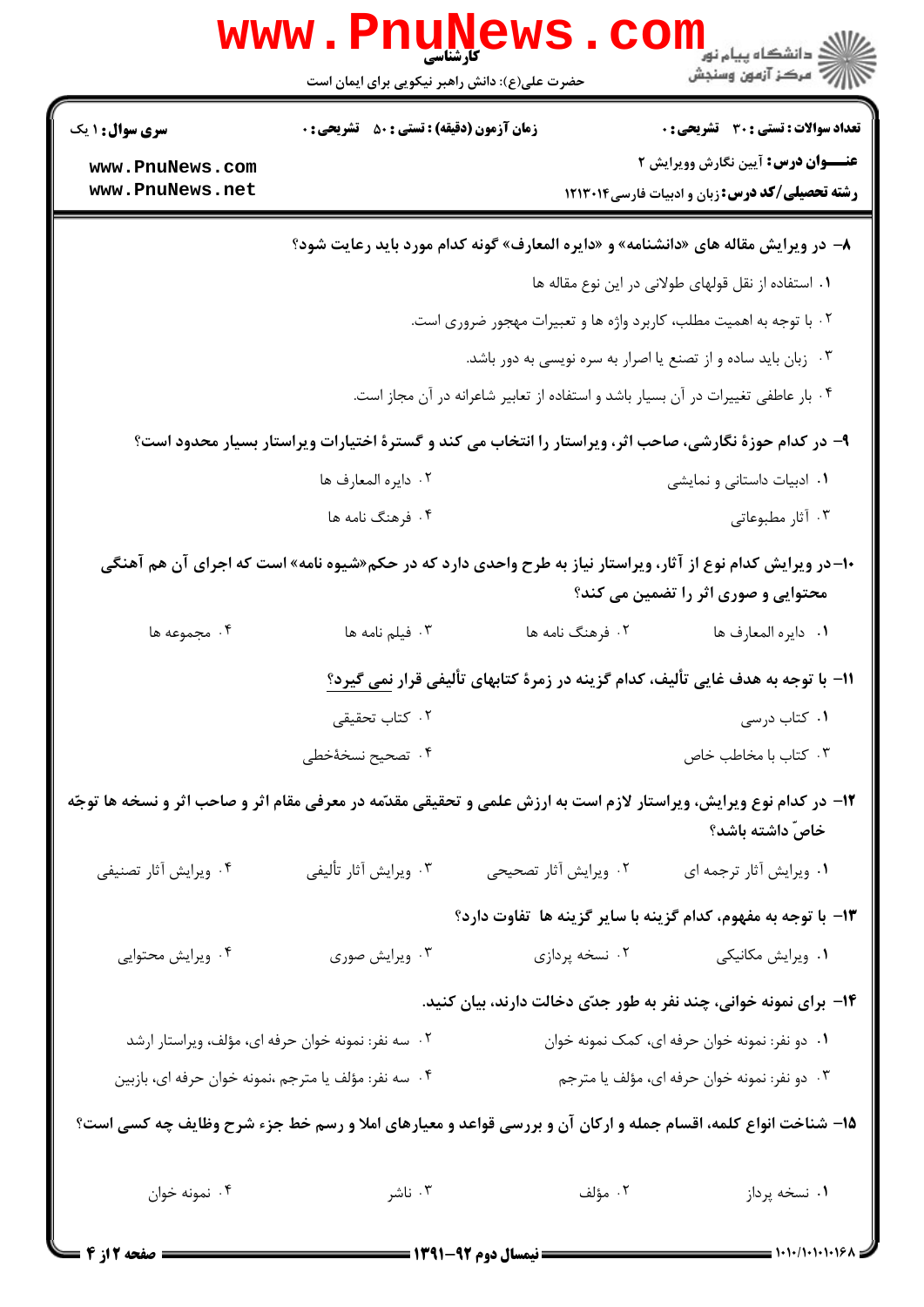**۸- در ویرایش مقاله های «دانشنامه» و «دایره المعارف» گونه کدام مورد باید رعایت شود؟**

۱. استفاده از نقل قولهای طولانی در این نوع مقاله ها

۲. با توجه به اهمیت مطلب، کاربرد واژه ها و تعبیرات مهجور ضروری است.

۳. زبان باید ساده و از تصنع یا اصرار به سره نویسی به دور باشد.

۴. بار عاطفی تغییرات در آن بسیار باشد و استفاده از تعابیر شاعرانه در آن مجاز است.

**۹- در کدام حوزهٔ نگارشی، صاحب اثر، ویراستار را انتخاب می کند و گسترهٔ اختیارات ویراستار بسیار محدود است؟**

۱. ادبیات داستانی و نمایشی

۲. دایره المعارف ها

۳. آثار مطبوعاتی

۴. فرهنگ نامه ها

**۱۰- در ویرایش کدام نوع از آثار، ویراستار نیاز به طرح واحدی دارد که در حکم«شیوه نامه» است که اجرای آن هم آهنگی محتوایی و صوری اثر را تضمین می کند؟**

۱. دایره المعارف ها

۲. فرهنگ نامه ها

۳. فیلم نامه ها

۴. مجموعه ها

**۱۱- با توجه به هدف غایی تألیف، کدام گزینه در زمرهٔ کتابهای تألیفی قرار نمی گیرد؟**

۱. کتاب درسی

۲. کتاب تحقیقی

۳. کتاب با مخاطب خاص

۴. تصحیح نسخهٔخطی

**۱۲- در کدام نوع ویرایش، ویراستار لازم است به ارزش علمی و تحقیقی مقدّمه در معرفی مقام اثر و صاحب اثر و نسخه ها توجّه خاصّ داشته باشد؟**

۱. ویرایش آثار ترجمه ای

۲. ویرایش آثار تصحیحی

۳. ویرایش آثار تألیفی

۴. ویرایش آثار تصنیفی

**۱۳- با توجه به مفهوم، کدام گزینه با سایر گزینه ها تفاوت دارد؟**

۱. ویرایش مکانیکی

۲. نسخه پردازی

۳. ویرایش صوری

۴. ویرایش محتوایی

**۱۴- برای نمونه خوانی، چند نفر به طور جدّی دخالت دارند، بیان کنید.**

۱. دو نفر: نمونه خوان حرفه ای، کمک نمونه خوان

۲. سه نفر: نمونه خوان حرفه ای، مؤلف، ویراستار ارشد

۳. دو نفر: نمونه خوان حرفه ای، مؤلف یا مترجم

۴. سه نفر: مؤلف یا مترجم ،نمونه خوان حرفه ای، بازبین

**۱۵- شناخت انواع کلمه، اقسام جمله و ارکان آن و بررسی قواعد و معیارهای املا و رسم خط جزء شرح وظایف چه کسی است؟**

۱. نسخه پرداز

۲. مؤلف

۳. ناشر

۴. نمونه خوان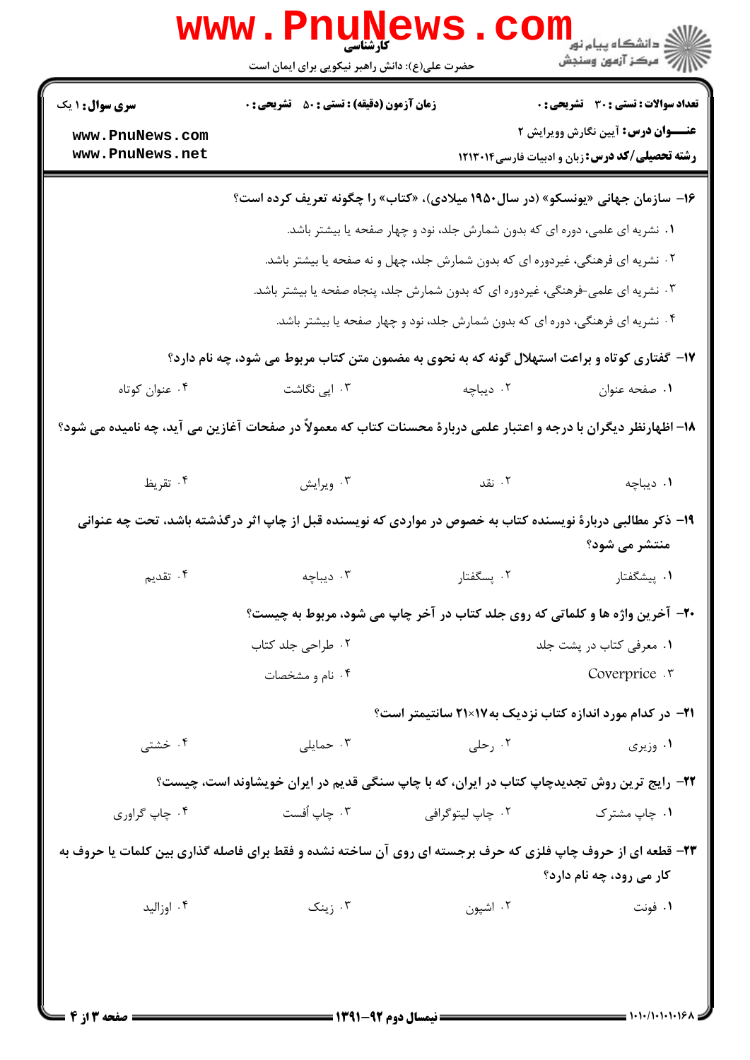کارشناسی

حضرت علی(ع): دانش راهبر نیکویی برای ایمان است

**سری سوال:** ۱ یک | **زمان آزمون (دقیقه) : تستی :** ۵۰ **تشریحی :** ۰ | **تعداد سوالات : تستی :** ۳۰ **تشریحی :** ۰

**عنـــوان درس:** آیین نگارش وویرایش ۲

**رشته تحصیلی/کد درس:** زبان و ادبیات فارسی۱۲۱۳۰۱۴

۱۶- سازمان جهانی «یونسکو» (در سال ۱۹۵۰ میلادی)، «کتاب» را چگونه تعریف کرده است؟

۱. نشریه ای علمی، دوره ای که بدون شمارش جلد، نود و چهار صفحه یا بیشتر باشد.

۲. نشریه ای فرهنگی، غیردوره ای که بدون شمارش جلد، چهل و نه صفحه یا بیشتر باشد.

۳. نشریه ای علمی-فرهنگی، غیردوره ای که بدون شمارش جلد، پنجاه صفحه یا بیشتر باشد.

۴. نشریه ای فرهنگی، دوره ای که بدون شمارش جلد، نود و چهار صفحه یا بیشتر باشد.

۱۷- گفتاری کوتاه و براعت استهلال گونه که به نحوی به مضمون متن کتاب مربوط می شود، چه نام دارد؟

۱. صفحه عنوان　　۲. دیباچه　　۳. اپی نگاشت　　۴. عنوان کوتاه

۱۸- اظهارنظر دیگران با درجه و اعتبار علمی دربارهٔ محسنات کتاب که معمولاً در صفحات آغازین می آید، چه نامیده می شود؟

۱. دیباچه　　۲. نقد　　۳. ویرایش　　۴. تقریظ

۱۹- ذکر مطالبی دربارهٔ نویسنده کتاب به خصوص در مواردی که نویسنده قبل از چاپ اثر درگذشته باشد، تحت چه عنوانی منتشر می شود؟

۱. پیشگفتار　　۲. پسگفتار　　۳. دیباچه　　۴. تقدیم

۲۰- آخرین واژه ها و کلماتی که روی جلد کتاب در آخر چاپ می شود، مربوط به چیست؟

۱. معرفی کتاب در پشت جلد　　۲. طراحی جلد کتاب

۳. Coverprice　　۴. نام و مشخصات

۲۱- در کدام مورد اندازه کتاب نزدیک به ۱۷×۲۱ سانتیمتر است؟

۱. وزیری　　۲. رحلی　　۳. حمایلی　　۴. خشتی

۲۲- رایج ترین روش تجدیدچاپ کتاب در ایران، که با چاپ سنگی قدیم در ایران خویشاوند است، چیست؟

۱. چاپ مشترک　　۲. چاپ لیتوگرافی　　۳. چاپ اُفست　　۴. چاپ گراوری

۲۳- قطعه ای از حروف چاپ فلزی که حرف برجسته ای روی آن ساخته نشده و فقط برای فاصله گذاری بین کلمات یا حروف به کار می رود، چه نام دارد؟

۱. فونت　　۲. اشپون　　۳. زینک　　۴. اوزالید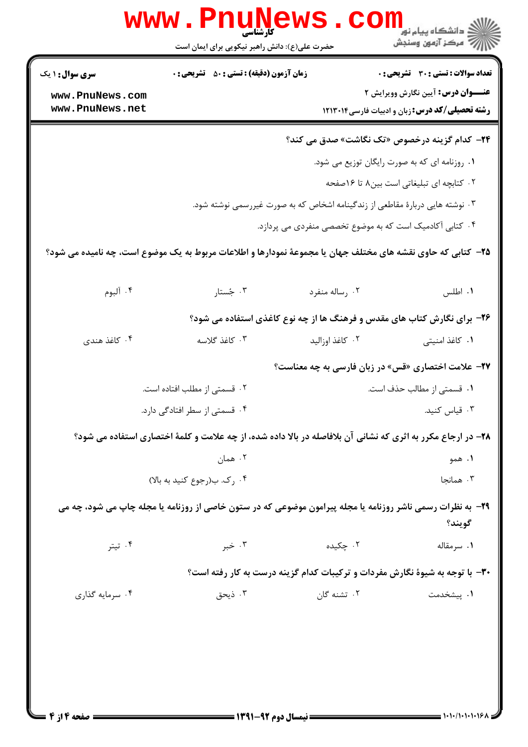**۲۴- کدام گزینه درخصوص «تک نگاشت» صدق می کند؟**

۱. روزنامه ای که به صورت رایگان توزیع می شود.

۲. کتابچه ای تبلیغاتی است بین۸ تا ۱۶صفحه

۳. نوشته هایی دربارهٔ مقاطعی از زندگینامه اشخاص که به صورت غیررسمی نوشته شود.

۴. کتابی آکادمیک است که به موضوع تخصصی منفردی می پردازد.

**۲۵- کتابی که حاوی نقشه های مختلف جهان یا مجموعهٔ نمودارها و اطلاعات مربوط به یک موضوع است، چه نامیده می شود؟**

۱. اطلس ۲. رساله منفرد ۳. جُستار ۴. آلبوم

**۲۶- برای نگارش کتاب های مقدس و فرهنگ ها از چه نوع کاغذی استفاده می شود؟**

۱. کاغذ امنیتی ۲. کاغذ اوزالید ۳. کاغذ گلاسه ۴. کاغذ هندی

**۲۷- علامت اختصاری «قس» در زبان فارسی به چه معناست؟**

۱. قسمتی از مطالب حذف است. ۲. قسمتی از مطلب افتاده است.

۳. قیاس کنید. ۴. قسمتی از سطر افتادگی دارد.

**۲۸- در ارجاع مکرر به اثری که نشانی آن بلافاصله در بالا داده شده، از چه علامت و کلمهٔ اختصاری استفاده می شود؟**

۱. همو ۲. همان

۳. همانجا ۴. رک. ب(رجوع کنید به بالا)

**۲۹- به نظرات رسمی ناشر روزنامه یا مجله پیرامون موضوعی که در ستون خاصی از روزنامه یا مجله چاپ می شود، چه می گویند؟**

۱. سرمقاله ۲. چکیده ۳. خبر ۴. تیتر

**۳۰- با توجه به شیوهٔ نگارش مفردات و ترکیبات کدام گزینه درست به کار رفته است؟**

۱. پیشخدمت ۲. تشنه گان ۳. ذیحق ۴. سرمایه گذاری